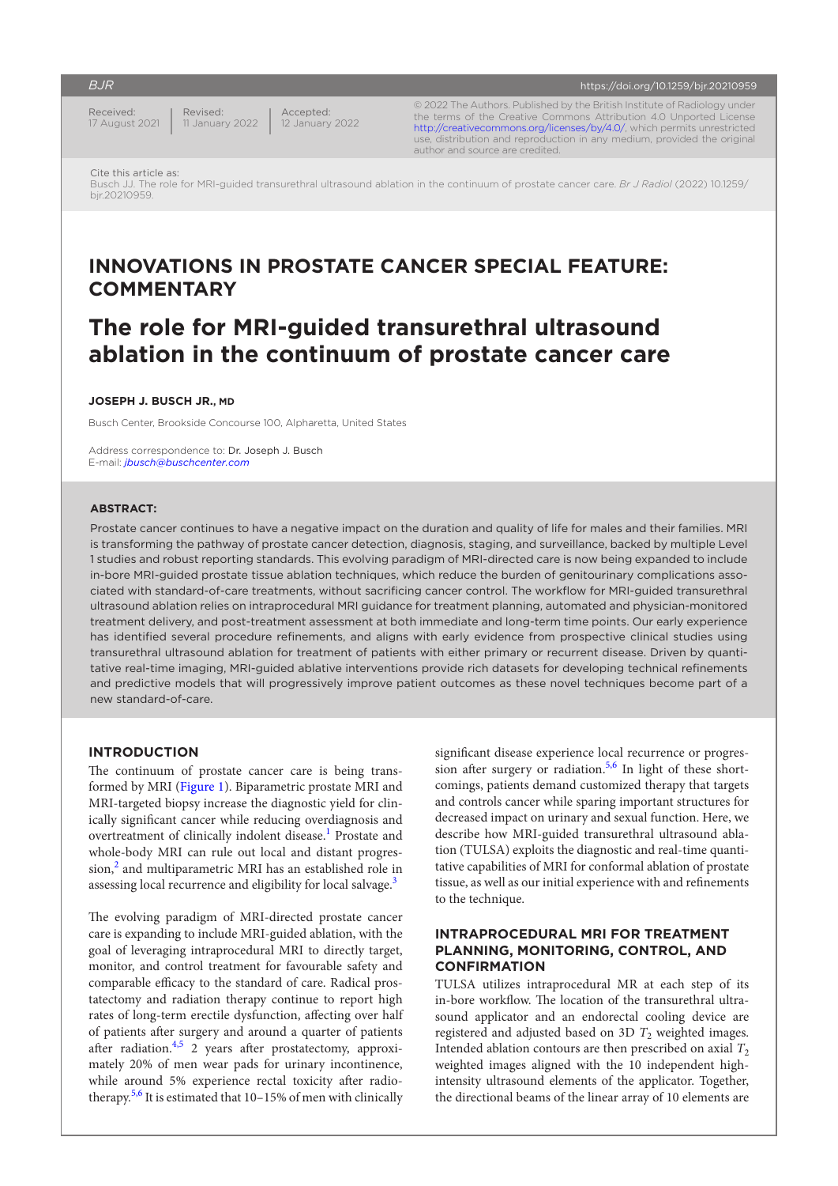Received: 17 August 2021 | Revised: 11 January 2022 | Accepted: 12 January 2022

© 2022 The Authors. Published by the British Institute of Radiology under the terms of the Creative Commons Attribution 4.0 Unported License http://creativecommons.org/licenses/by/4.0/, which permits unrestricted use, distribution and reproduction in any medium, provided the original author and source are credited.

https://doi.org/10.1259/bjr.20210959

Cite this article as:
Busch JJ. The role for MRI-guided transurethral ultrasound ablation in the continuum of prostate cancer care. *Br J Radiol* (2022) 10.1259/bjr.20210959.

## INNOVATIONS IN PROSTATE CANCER SPECIAL FEATURE: COMMENTARY

# The role for MRI-guided transurethral ultrasound ablation in the continuum of prostate cancer care

**JOSEPH J. BUSCH JR., MD**

Busch Center, Brookside Concourse 100, Alpharetta, United States

Address correspondence to: Dr. Joseph J. Busch
E-mail: *jbusch@buschcenter.com*

**ABSTRACT:**

Prostate cancer continues to have a negative impact on the duration and quality of life for males and their families. MRI is transforming the pathway of prostate cancer detection, diagnosis, staging, and surveillance, backed by multiple Level 1 studies and robust reporting standards. This evolving paradigm of MRI-directed care is now being expanded to include in-bore MRI-guided prostate tissue ablation techniques, which reduce the burden of genitourinary complications associated with standard-of-care treatments, without sacrificing cancer control. The workflow for MRI-guided transurethral ultrasound ablation relies on intraprocedural MRI guidance for treatment planning, automated and physician-monitored treatment delivery, and post-treatment assessment at both immediate and long-term time points. Our early experience has identified several procedure refinements, and aligns with early evidence from prospective clinical studies using transurethral ultrasound ablation for treatment of patients with either primary or recurrent disease. Driven by quantitative real-time imaging, MRI-guided ablative interventions provide rich datasets for developing technical refinements and predictive models that will progressively improve patient outcomes as these novel techniques become part of a new standard-of-care.

## INTRODUCTION

The continuum of prostate cancer care is being transformed by MRI (Figure 1). Biparametric prostate MRI and MRI-targeted biopsy increase the diagnostic yield for clinically significant cancer while reducing overdiagnosis and overtreatment of clinically indolent disease.[1] Prostate and whole-body MRI can rule out local and distant progression,[2] and multiparametric MRI has an established role in assessing local recurrence and eligibility for local salvage.[3]

The evolving paradigm of MRI-directed prostate cancer care is expanding to include intraprocedural MRI to directly target, monitor, and control treatment for favourable safety and comparable efficacy to the standard of care. Radical prostatectomy and radiation therapy continue to report high rates of long-term erectile dysfunction, affecting over half of patients after surgery and around a quarter of patients after radiation.[4,5] 2 years after prostatectomy, approximately 20% of men wear pads for urinary incontinence, while around 5% experience rectal toxicity after radiotherapy.[5,6] It is estimated that 10–15% of men with clinically significant disease experience local recurrence or progression after surgery or radiation.[5,6] In light of these shortcomings, patients demand customized therapy that targets and controls cancer while sparing important structures for decreased impact on urinary and sexual function. Here, we describe how MRI-guided transurethral ultrasound ablation (TULSA) exploits the diagnostic and real-time quantitative capabilities of MRI for conformal ablation of prostate tissue, as well as our initial experience with and refinements to the technique.

## INTRAPROCEDURAL MRI FOR TREATMENT PLANNING, MONITORING, CONTROL, AND CONFIRMATION

TULSA utilizes intraprocedural MR at each step of its in-bore workflow. The location of the transurethral ultrasound applicator and an endorectal cooling device are registered and adjusted based on 3D $T_2$ weighted images. Intended ablation contours are then prescribed on axial $T_2$ weighted images aligned with the 10 independent high-intensity ultrasound elements of the applicator. Together, the directional beams of the linear array of 10 elements are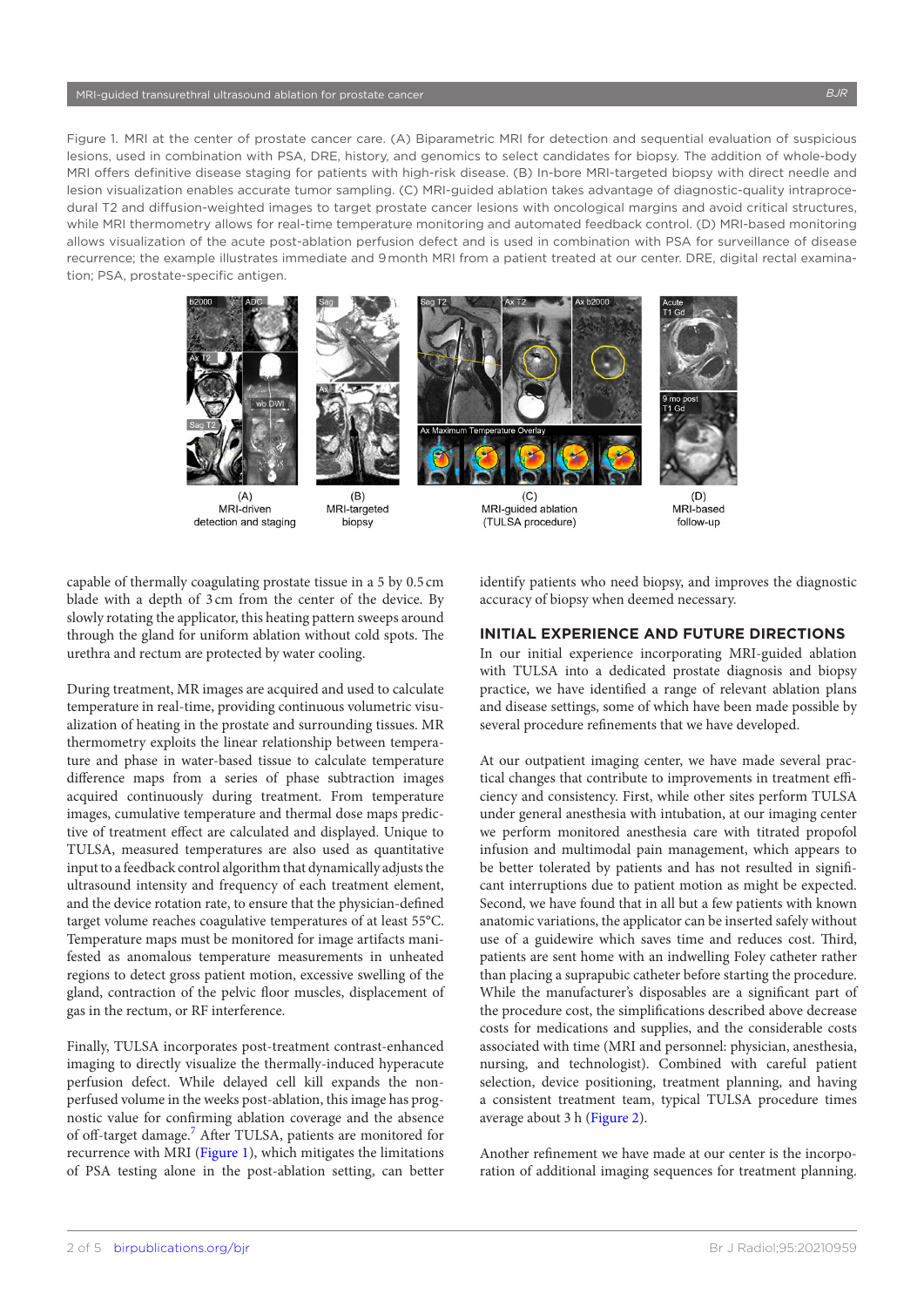Figure 1. MRI at the center of prostate cancer care. (A) Biparametric MRI for detection and sequential evaluation of suspicious lesions, used in combination with PSA, DRE, history, and genomics to select candidates for biopsy. The addition of whole-body MRI offers definitive disease staging for patients with high-risk disease. (B) In-bore MRI-targeted biopsy with direct needle and lesion visualization enables accurate tumor sampling. (C) MRI-guided ablation takes advantage of diagnostic-quality intraprocedural T2 and diffusion-weighted images to target prostate cancer lesions with oncological margins and avoid critical structures, while MRI thermometry allows for real-time temperature monitoring and automated feedback control. (D) MRI-based monitoring allows visualization of the acute post-ablation perfusion defect and is used in combination with PSA for surveillance of disease recurrence; the example illustrates immediate and 9 month MRI from a patient treated at our center. DRE, digital rectal examination; PSA, prostate-specific antigen.

capable of thermally coagulating prostate tissue in a 5 by 0.5 cm blade with a depth of 3 cm from the center of the device. By slowly rotating the applicator, this heating pattern sweeps around through the gland for uniform ablation without cold spots. The urethra and rectum are protected by water cooling.

During treatment, MR images are acquired and used to calculate temperature in real-time, providing continuous volumetric visualization of heating in the prostate and surrounding tissues. MR thermometry exploits the linear relationship between temperature and phase in water-based tissue to calculate temperature difference maps from a series of phase subtraction images acquired continuously during treatment. From temperature images, cumulative temperature and thermal dose maps predictive of treatment effect are calculated and displayed. Unique to TULSA, measured temperatures are also used as quantitative input to a feedback control algorithm that dynamically adjusts the ultrasound intensity and frequency of each treatment element, and the device rotation rate, to ensure that the physician-defined target volume reaches coagulative temperatures of at least 55°C. Temperature maps must be monitored for image artifacts manifested as anomalous temperature measurements in unheated regions to detect gross patient motion, excessive swelling of the gland, contraction of the pelvic floor muscles, displacement of gas in the rectum, or RF interference.

Finally, TULSA incorporates post-treatment contrast-enhanced imaging to directly visualize the thermally-induced hyperacute perfusion defect. While delayed cell kill expands the non-perfused volume in the weeks post-ablation, this image has prognostic value for confirming ablation coverage and the absence of off-target damage.[7] After TULSA, patients are monitored for recurrence with MRI (Figure 1), which mitigates the limitations of PSA testing alone in the post-ablation setting, can better identify patients who need biopsy, and improves the diagnostic accuracy of biopsy when deemed necessary.

## INITIAL EXPERIENCE AND FUTURE DIRECTIONS

In our initial experience incorporating MRI-guided ablation with TULSA into a dedicated prostate diagnosis and biopsy practice, we have identified a range of relevant ablation plans and disease settings, some of which have been made possible by several procedure refinements that we have developed.

At our outpatient imaging center, we have made several practical changes that contribute to improvements in treatment efficiency and consistency. First, while other sites perform TULSA under general anesthesia with intubation, at our imaging center we perform monitored anesthesia care with titrated propofol infusion and multimodal pain management, which appears to be better tolerated by patients and has not resulted in significant interruptions due to patient motion as might be expected. Second, we have found that in all but a few patients with known anatomic variations, the applicator can be inserted safely without use of a guidewire which saves time and reduces cost. Third, patients are sent home with an indwelling Foley catheter rather than placing a suprapubic catheter before starting the procedure. While the manufacturer's disposables are a significant part of the procedure cost, the simplifications described above decrease costs for medications and supplies, and the considerable costs associated with time (MRI and personnel: physician, anesthesia, nursing, and technologist). Combined with careful patient selection, device positioning, treatment planning, and having a consistent treatment team, typical TULSA procedure times average about 3 h (Figure 2).

Another refinement we have made at our center is the incorporation of additional imaging sequences for treatment planning.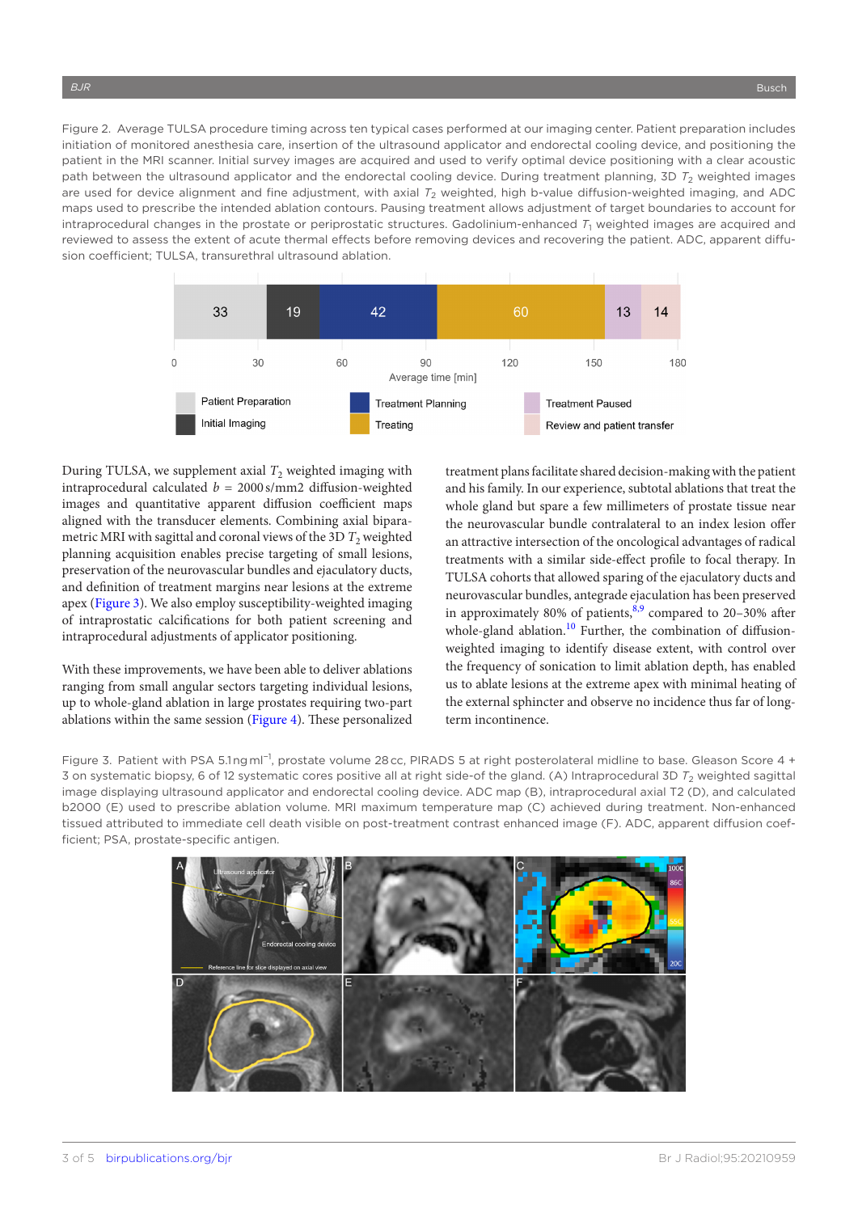Figure 2. Average TULSA procedure timing across ten typical cases performed at our imaging center. Patient preparation includes initiation of monitored anesthesia care, insertion of the ultrasound applicator and endorectal cooling device, and positioning the patient in the MRI scanner. Initial survey images are acquired and used to verify optimal device positioning with a clear acoustic path between the ultrasound applicator and the endorectal cooling device. During treatment planning, 3D $T_2$ weighted images are used for device alignment and fine adjustment, with axial $T_2$ weighted, high b-value diffusion-weighted imaging, and ADC maps used to prescribe the intended ablation contours. Pausing treatment allows adjustment of target boundaries to account for intraprocedural changes in the prostate or periprostatic structures. Gadolinium-enhanced $T_1$ weighted images are acquired and reviewed to assess the extent of acute thermal effects before removing devices and recovering the patient. ADC, apparent diffusion coefficient; TULSA, transurethral ultrasound ablation.

During TULSA, we supplement axial $T_2$ weighted imaging with intraprocedural calculated $b = 2000$ s/mm2 diffusion-weighted images and quantitative apparent diffusion coefficient maps aligned with the transducer elements. Combining axial biparametric MRI with sagittal and coronal views of the 3D $T_2$ weighted planning acquisition enables precise targeting of small lesions, preservation of the neurovascular bundles and ejaculatory ducts, and definition of treatment margins near lesions at the extreme apex (Figure 3). We also employ susceptibility-weighted imaging of intraprostatic calcifications for both patient screening and intraprocedural adjustments of applicator positioning.

With these improvements, we have been able to deliver ablations ranging from small angular sectors targeting individual lesions, up to whole-gland ablation in large prostates requiring two-part ablations within the same session (Figure 4). These personalized treatment plans facilitate shared decision-making with the patient and his family. In our experience, subtotal ablations that treat the whole gland but spare a few millimeters of prostate tissue near the neurovascular bundle contralateral to an index lesion offer an attractive intersection of the oncological advantages of radical treatments with a similar side-effect profile to focal therapy. In TULSA cohorts that allowed sparing of the ejaculatory ducts and neurovascular bundles, antegrade ejaculation has been preserved in approximately 80% of patients,[8,9] compared to 20–30% after whole-gland ablation.[10] Further, the combination of diffusion-weighted imaging to identify disease extent, with control over the frequency of sonication to limit ablation depth, has enabled us to ablate lesions at the extreme apex with minimal heating of the external sphincter and observe no incidence thus far of long-term incontinence.

Figure 3. Patient with PSA 5.1 ng ml$^{-1}$, prostate volume 28 cc, PIRADS 5 at right posterolateral midline to base. Gleason Score 4 + 3 on systematic biopsy, 6 of 12 systematic cores positive all at right side-of the gland. (A) Intraprocedural 3D $T_2$ weighted sagittal image displaying ultrasound applicator and endorectal cooling device. ADC map (B), intraprocedural axial T2 (D), and calculated b2000 (E) used to prescribe ablation volume. MRI maximum temperature map (C) achieved during treatment. Non-enhanced tissued attributed to immediate cell death visible on post-treatment contrast enhanced image (F). ADC, apparent diffusion coefficient; PSA, prostate-specific antigen.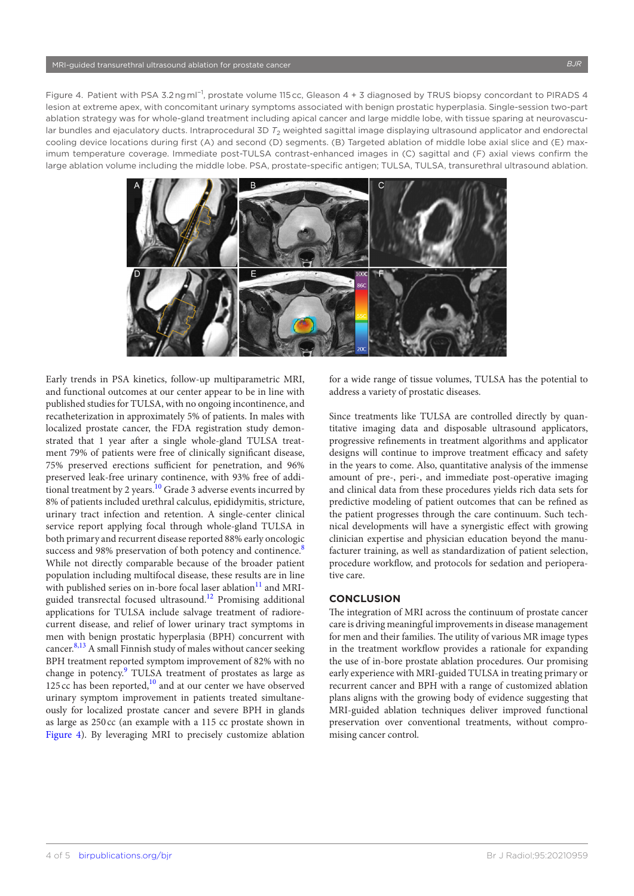Figure 4. Patient with PSA 3.2 ng ml$^{-1}$, prostate volume 115 cc, Gleason 4 + 3 diagnosed by TRUS biopsy concordant to PIRADS 4 lesion at extreme apex, with concomitant urinary symptoms associated with benign prostatic hyperplasia. Single-session two-part ablation strategy was for whole-gland treatment including apical cancer and large middle lobe, with tissue sparing at neurovascular bundles and ejaculatory ducts. Intraprocedural 3D $T_2$ weighted sagittal image displaying ultrasound applicator and endorectal cooling device locations during first (A) and second (D) segments. (B) Targeted ablation of middle lobe axial slice and (E) maximum temperature coverage. Immediate post-TULSA contrast-enhanced images in (C) sagittal and (F) axial views confirm the large ablation volume including the middle lobe. PSA, prostate-specific antigen; TULSA, TULSA, transurethral ultrasound ablation.

Early trends in PSA kinetics, follow-up multiparametric MRI, and functional outcomes at our center appear to be in line with published studies for TULSA, with no ongoing incontinence, and recatheterization in approximately 5% of patients. In males with localized prostate cancer, the FDA registration study demonstrated that 1 year after a single whole-gland TULSA treatment 79% of patients were free of clinically significant disease, 75% preserved erections sufficient for penetration, and 96% preserved leak-free urinary continence, with 93% free of additional treatment by 2 years.[10] Grade 3 adverse events incurred by 8% of patients included urethral calculus, epididymitis, stricture, urinary tract infection and retention. A single-center clinical service report applying focal through whole-gland TULSA in both primary and recurrent disease reported 88% early oncologic success and 98% preservation of both potency and continence.[8] While not directly comparable because of the broader patient population including multifocal disease, these results are in line with published series on in-bore focal laser ablation[11] and MRI-guided transrectal focused ultrasound.[12] Promising additional applications for TULSA include salvage treatment of radiorecurrent disease, and relief of lower urinary tract symptoms in men with benign prostatic hyperplasia (BPH) concurrent with cancer.[8,13] A small Finnish study of males without cancer seeking BPH treatment reported symptom improvement of 82% with no change in potency.[9] TULSA treatment of prostates as large as 125 cc has been reported,[10] and at our center we have observed urinary symptom improvement in patients treated simultaneously for localized prostate cancer and severe BPH in glands as large as 250 cc (an example with a 115 cc prostate shown in Figure 4). By leveraging MRI to precisely customize ablation for a wide range of tissue volumes, TULSA has the potential to address a variety of prostatic diseases.

Since treatments like TULSA are controlled directly by quantitative imaging data and disposable ultrasound applicators, progressive refinements in treatment algorithms and applicator designs will continue to improve treatment efficacy and safety in the years to come. Also, quantitative analysis of the immense amount of pre-, peri-, and immediate post-operative imaging and clinical data from these procedures yields rich data sets for predictive modeling of patient outcomes that can be refined as the patient progresses through the care continuum. Such technical developments will have a synergistic effect with growing clinician expertise and physician education beyond the manufacturer training, as well as standardization of patient selection, procedure workflow, and protocols for sedation and perioperative care.

## CONCLUSION

The integration of MRI across the continuum of prostate cancer care is driving meaningful improvements in disease management for men and their families. The utility of various MR image types in the treatment workflow provides a rationale for expanding the use of in-bore prostate ablation procedures. Our promising early experience with MRI-guided TULSA in treating primary or recurrent cancer and BPH with a range of customized ablation plans aligns with the growing body of evidence suggesting that MRI-guided ablation techniques deliver improved functional preservation over conventional treatments, without compromising cancer control.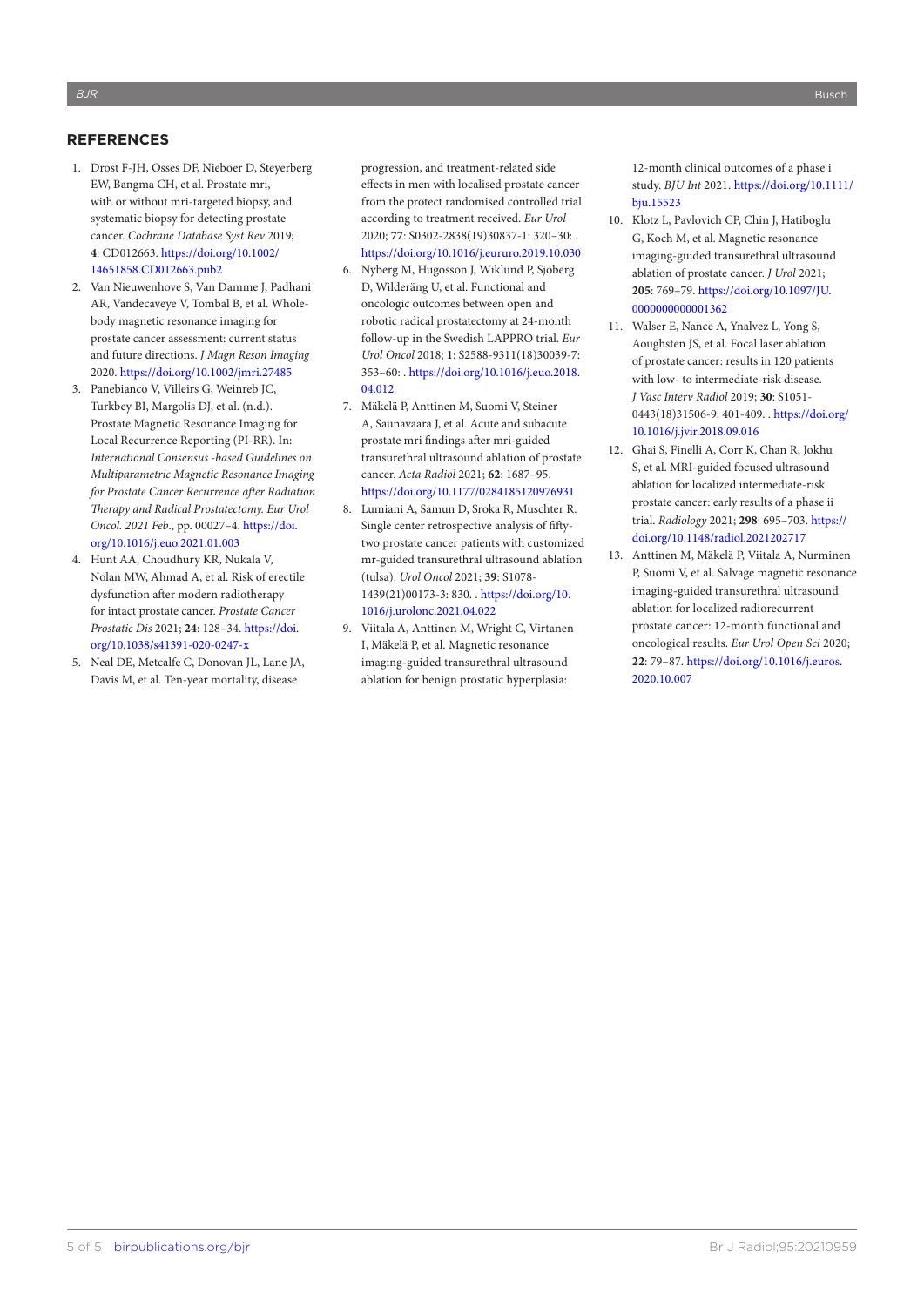## REFERENCES

1. Drost F-JH, Osses DF, Nieboer D, Steyerberg EW, Bangma CH, et al. Prostate mri, with or without mri-targeted biopsy, and systematic biopsy for detecting prostate cancer. *Cochrane Database Syst Rev* 2019; **4**: CD012663. https://doi.org/10.1002/14651858.CD012663.pub2
2. Van Nieuwenhove S, Van Damme J, Padhani AR, Vandecaveye V, Tombal B, et al. Whole-body magnetic resonance imaging for prostate cancer assessment: current status and future directions. *J Magn Reson Imaging* 2020. https://doi.org/10.1002/jmri.27485
3. Panebianco V, Villeirs G, Weinreb JC, Turkbey BI, Margolis DJ, et al. (n.d.). Prostate Magnetic Resonance Imaging for Local Recurrence Reporting (PI-RR). In: *International Consensus -based Guidelines on Multiparametric Magnetic Resonance Imaging for Prostate Cancer Recurrence after Radiation Therapy and Radical Prostatectomy. Eur Urol Oncol. 2021 Feb*., pp. 00027–4. https://doi.org/10.1016/j.euo.2021.01.003
4. Hunt AA, Choudhury KR, Nukala V, Nolan MW, Ahmad A, et al. Risk of erectile dysfunction after modern radiotherapy for intact prostate cancer. *Prostate Cancer Prostatic Dis* 2021; **24**: 128–34. https://doi.org/10.1038/s41391-020-0247-x
5. Neal DE, Metcalfe C, Donovan JL, Lane JA, Davis M, et al. Ten-year mortality, disease progression, and treatment-related side effects in men with localised prostate cancer from the protect randomised controlled trial according to treatment received. *Eur Urol* 2020; **77**: S0302-2838(19)30837-1: 320–30: . https://doi.org/10.1016/j.eururo.2019.10.030
6. Nyberg M, Hugosson J, Wiklund P, Sjoberg D, Wilderäng U, et al. Functional and oncologic outcomes between open and robotic radical prostatectomy at 24-month follow-up in the Swedish LAPPRO trial. *Eur Urol Oncol* 2018; **1**: S2588-9311(18)30039-7: 353–60: . https://doi.org/10.1016/j.euo.2018.04.012
7. Mäkelä P, Anttinen M, Suomi V, Steiner A, Saunavaara J, et al. Acute and subacute prostate mri findings after mri-guided transurethral ultrasound ablation of prostate cancer. *Acta Radiol* 2021; **62**: 1687–95. https://doi.org/10.1177/0284185120976931
8. Lumiani A, Samun D, Sroka R, Muschter R. Single center retrospective analysis of fifty-two prostate cancer patients with customized mr-guided transurethral ultrasound ablation (tulsa). *Urol Oncol* 2021; **39**: S1078-1439(21)00173-3: 830. . https://doi.org/10.1016/j.urolonc.2021.04.022
9. Viitala A, Anttinen M, Wright C, Virtanen I, Mäkelä P, et al. Magnetic resonance imaging-guided transurethral ultrasound ablation for benign prostatic hyperplasia: 12-month clinical outcomes of a phase i study. *BJU Int* 2021. https://doi.org/10.1111/bju.15523
10. Klotz L, Pavlovich CP, Chin J, Hatiboglu G, Koch M, et al. Magnetic resonance imaging-guided transurethral ultrasound ablation of prostate cancer. *J Urol* 2021; **205**: 769–79. https://doi.org/10.1097/JU.0000000000001362
11. Walser E, Nance A, Ynalvez L, Yong S, Aoughsten JS, et al. Focal laser ablation of prostate cancer: results in 120 patients with low- to intermediate-risk disease. *J Vasc Interv Radiol* 2019; **30**: S1051-0443(18)31506-9: 401-409. . https://doi.org/10.1016/j.jvir.2018.09.016
12. Ghai S, Finelli A, Corr K, Chan R, Jokhu S, et al. MRI-guided focused ultrasound ablation for localized intermediate-risk prostate cancer: early results of a phase ii trial. *Radiology* 2021; **298**: 695–703. https://doi.org/10.1148/radiol.2021202717
13. Anttinen M, Mäkelä P, Viitala A, Nurminen P, Suomi V, et al. Salvage magnetic resonance imaging-guided transurethral ultrasound ablation for localized radiorecurrent prostate cancer: 12-month functional and oncological results. *Eur Urol Open Sci* 2020; **22**: 79–87. https://doi.org/10.1016/j.euros.2020.10.007